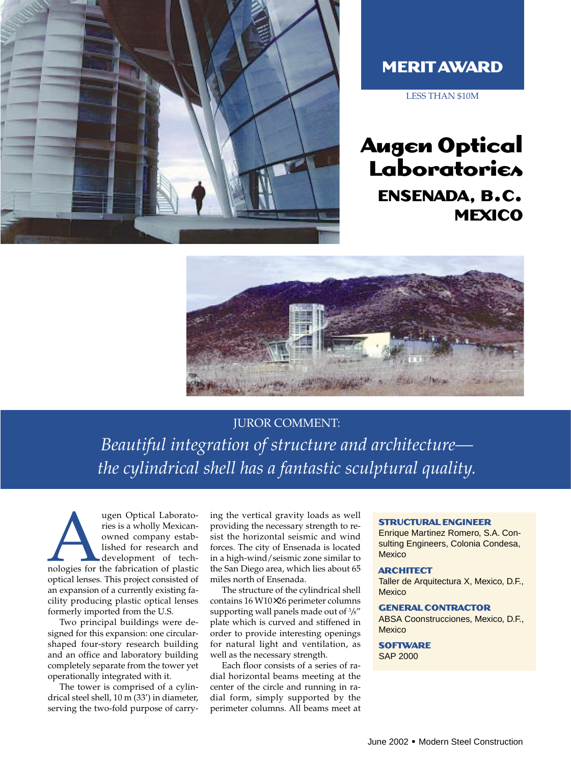# MERIT AWARD

LESS THAN $10M

# Augen Optical Laboratories

## ENSENADA, B.C. MEXICO

JUROR COMMENT:

*Beautiful integration of structure and architecture—the cylindrical shell has a fantastic sculptural quality.*

Augen Optical Laboratories is a wholly Mexican-owned company established for research and development of technologies for the fabrication of plastic optical lenses. This project consisted of an expansion of a currently existing facility producing plastic optical lenses formerly imported from the U.S.

Two principal buildings were designed for this expansion: one circular-shaped four-story research building and an office and laboratory building completely separate from the tower yet operationally integrated with it.

The tower is comprised of a cylindrical steel shell, 10 m (33') in diameter, serving the two-fold purpose of carrying the vertical gravity loads as well providing the necessary strength to resist the horizontal seismic and wind forces. The city of Ensenada is located in a high-wind/seismic zone similar to the San Diego area, which lies about 65 miles north of Ensenada.

The structure of the cylindrical shell contains 16 W10×26 perimeter columns supporting wall panels made out of 3/8" plate which is curved and stiffened in order to provide interesting openings for natural light and ventilation, as well as the necessary strength.

Each floor consists of a series of radial horizontal beams meeting at the center of the circle and running in radial form, simply supported by the perimeter columns. All beams meet at

**STRUCTURAL ENGINEER**
Enrique Martinez Romero, S.A. Consulting Engineers, Colonia Condesa, Mexico

**ARCHITECT**
Taller de Arquitectura X, Mexico, D.F., Mexico

**GENERAL CONTRACTOR**
ABSA Coonstrucciones, Mexico, D.F., Mexico

**SOFTWARE**
SAP 2000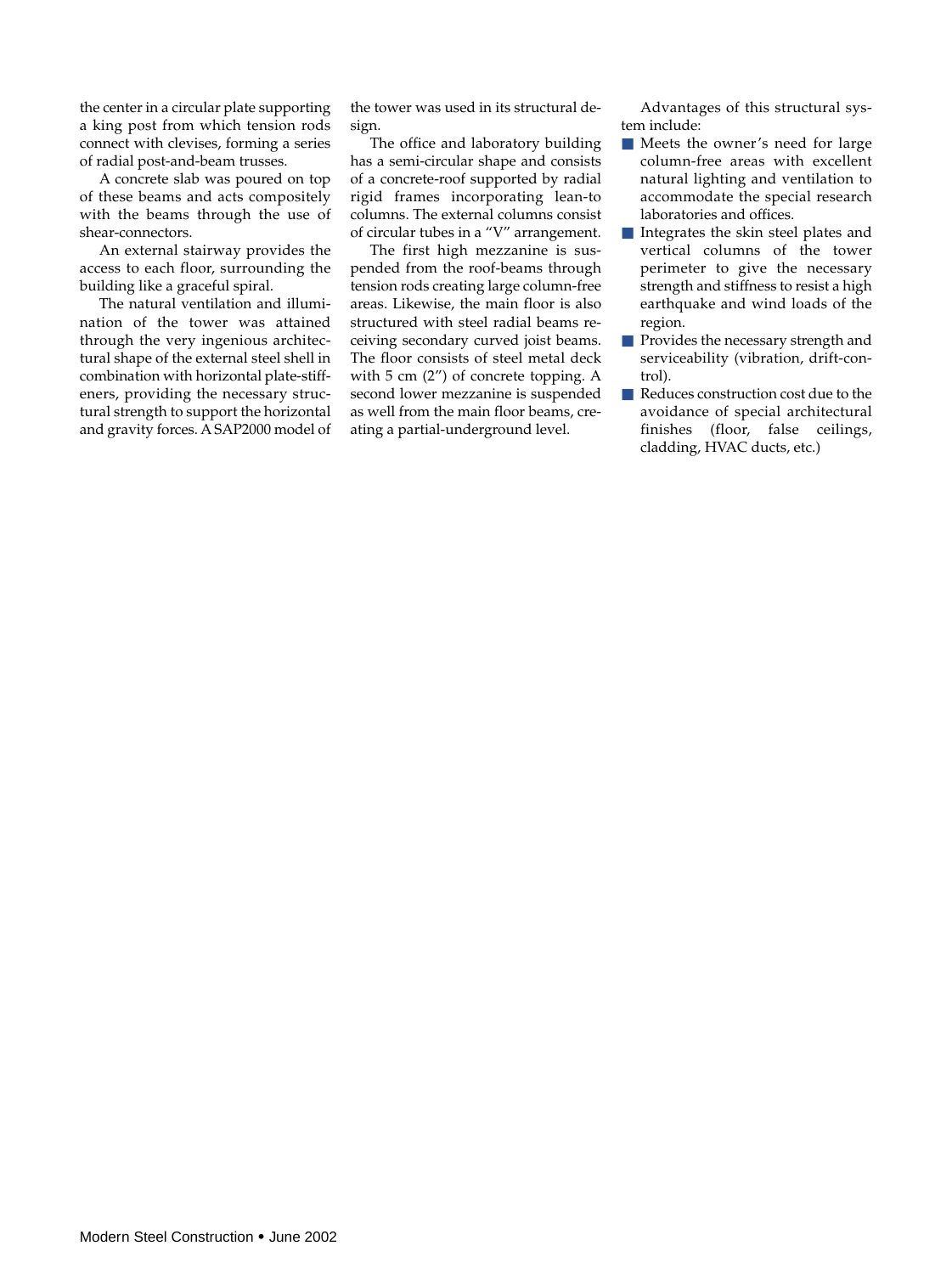the center in a circular plate supporting a king post from which tension rods connect with clevises, forming a series of radial post-and-beam trusses.

A concrete slab was poured on top of these beams and acts compositely with the beams through the use of shear-connectors.

An external stairway provides the access to each floor, surrounding the building like a graceful spiral.

The natural ventilation and illumination of the tower was attained through the very ingenious architectural shape of the external steel shell in combination with horizontal plate-stiffeners, providing the necessary structural strength to support the horizontal and gravity forces. A SAP2000 model of the tower was used in its structural design.

The office and laboratory building has a semi-circular shape and consists of a concrete-roof supported by radial rigid frames incorporating lean-to columns. The external columns consist of circular tubes in a "V" arrangement.

The first high mezzanine is suspended from the roof-beams through tension rods creating large column-free areas. Likewise, the main floor is also structured with steel radial beams receiving secondary curved joist beams. The floor consists of steel metal deck with 5 cm (2") of concrete topping. A second lower mezzanine is suspended as well from the main floor beams, creating a partial-underground level.

Advantages of this structural system include:

- Meets the owner's need for large column-free areas with excellent natural lighting and ventilation to accommodate the special research laboratories and offices.
- Integrates the skin steel plates and vertical columns of the tower perimeter to give the necessary strength and stiffness to resist a high earthquake and wind loads of the region.
- Provides the necessary strength and serviceability (vibration, drift-control).
- Reduces construction cost due to the avoidance of special architectural finishes (floor, false ceilings, cladding, HVAC ducts, etc.)